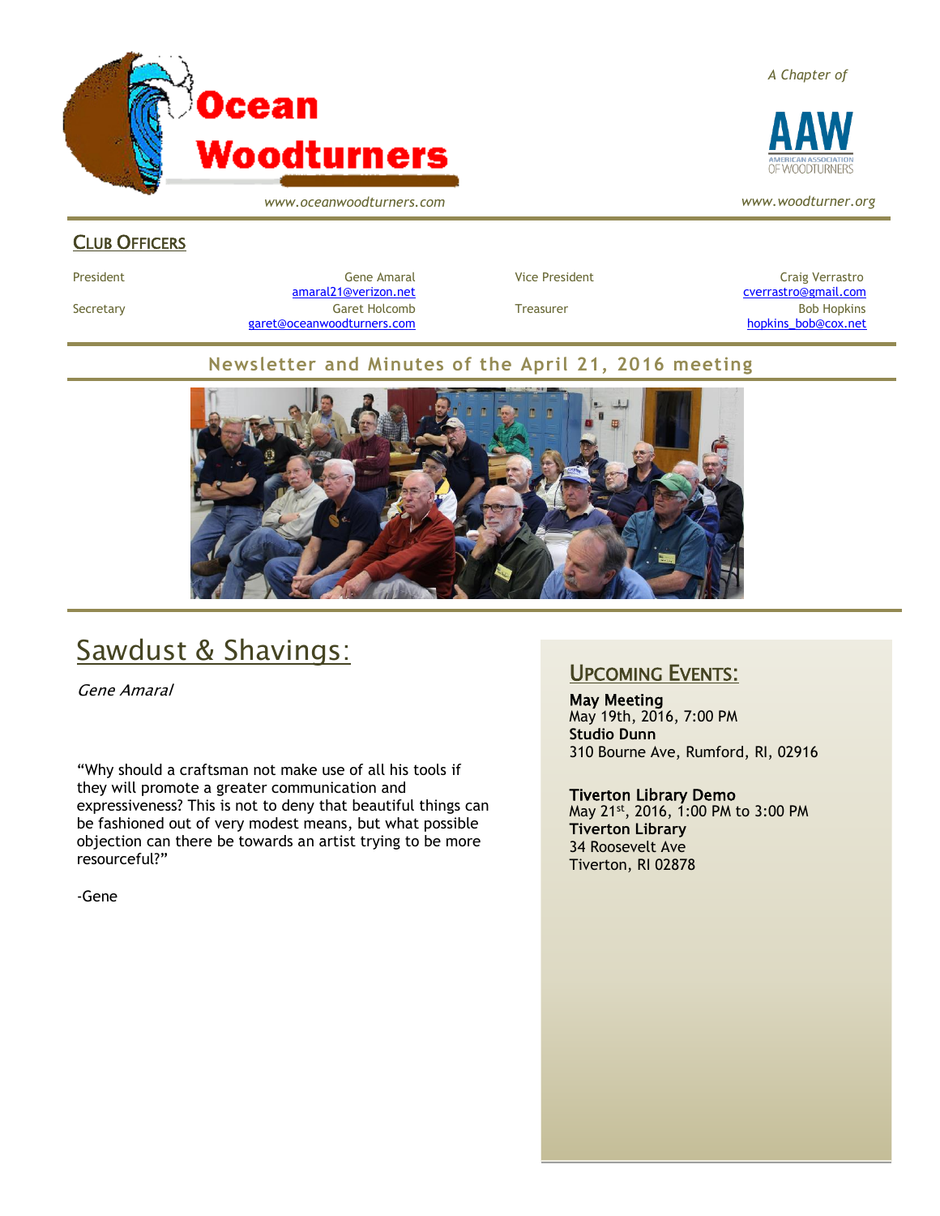# Ocean Woodturners

www.oceanwoodturners.com

*A Chapter of*

AAW — American Association of Woodturners

www.woodturner.org

## Club Officers

| | | | |
|---|---|---|---|
| President | Gene Amaral amaral21@verizon.net | Vice President | Craig Verrastro cverrastro@gmail.com |
| Secretary | Garet Holcomb garet@oceanwoodturners.com | Treasurer | Bob Hopkins hopkins_bob@cox.net |

## Newsletter and Minutes of the April 21, 2016 meeting

# Sawdust & Shavings:

*Gene Amaral*

"Why should a craftsman not make use of all his tools if they will promote a greater communication and expressiveness? This is not to deny that beautiful things can be fashioned out of very modest means, but what possible objection can there be towards an artist trying to be more resourceful?"

-Gene

## Upcoming Events:

**May Meeting**
May 19th, 2016, 7:00 PM
**Studio Dunn**
310 Bourne Ave, Rumford, RI, 02916

**Tiverton Library Demo**
May 21st, 2016, 1:00 PM to 3:00 PM
**Tiverton Library**
34 Roosevelt Ave
Tiverton, RI 02878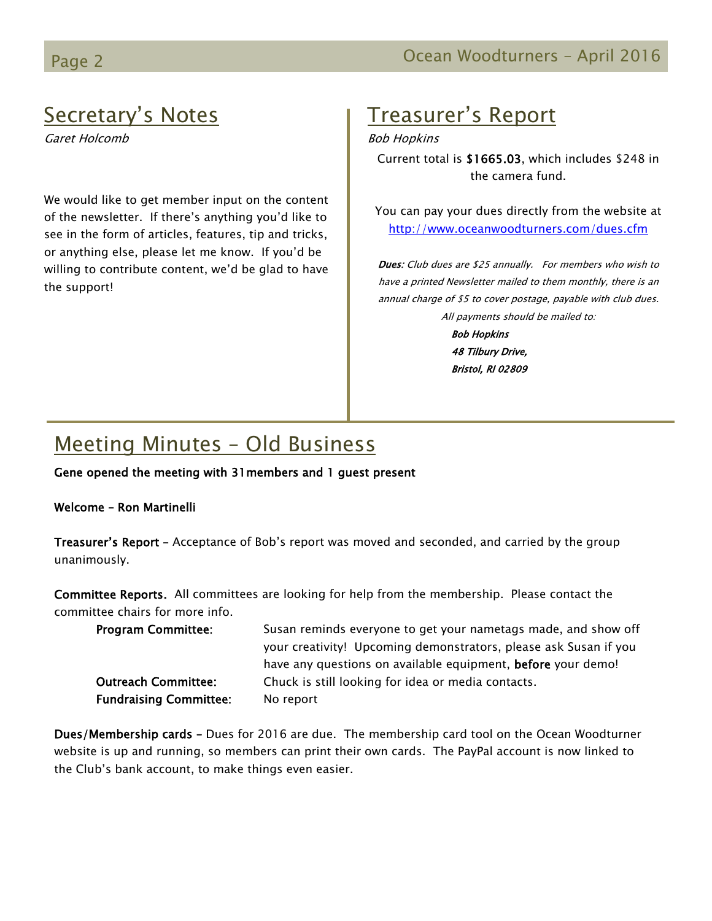## Secretary's Notes

*Garet Holcomb*

We would like to get member input on the content of the newsletter. If there's anything you'd like to see in the form of articles, features, tip and tricks, or anything else, please let me know. If you'd be willing to contribute content, we'd be glad to have the support!

## Treasurer's Report

*Bob Hopkins*

Current total is **$1665.03**, which includes $248 in the camera fund.

You can pay your dues directly from the website at [http://www.oceanwoodturners.com/dues.cfm](http://www.oceanwoodturners.com/dues.cfm)

***Dues:*** *Club dues are $25 annually. For members who wish to have a printed Newsletter mailed to them monthly, there is an annual charge of $5 to cover postage, payable with club dues. All payments should be mailed to:*

***Bob Hopkins***
***48 Tilbury Drive,***
***Bristol, RI 02809***

## Meeting Minutes – Old Business

**Gene opened the meeting with 31members and 1 guest present**

**Welcome – Ron Martinelli**

**Treasurer's Report** – Acceptance of Bob's report was moved and seconded, and carried by the group unanimously.

**Committee Reports.** All committees are looking for help from the membership. Please contact the committee chairs for more info.

- **Program Committee**: Susan reminds everyone to get your nametags made, and show off your creativity! Upcoming demonstrators, please ask Susan if you have any questions on available equipment, **before** your demo!
- **Outreach Committee:** Chuck is still looking for idea or media contacts.
- **Fundraising Committee:** No report

**Dues/Membership cards** – Dues for 2016 are due. The membership card tool on the Ocean Woodturner website is up and running, so members can print their own cards. The PayPal account is now linked to the Club's bank account, to make things even easier.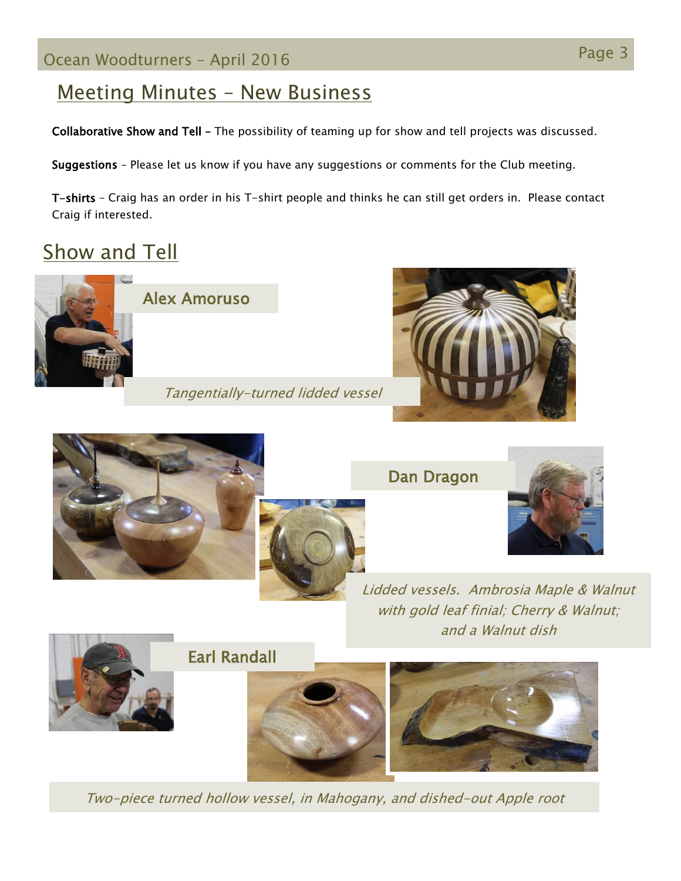## Meeting Minutes – New Business

**Collaborative Show and Tell –** The possibility of teaming up for show and tell projects was discussed.

**Suggestions** – Please let us know if you have any suggestions or comments for the Club meeting.

**T-shirts** – Craig has an order in his T-shirt people and thinks he can still get orders in. Please contact Craig if interested.

## Show and Tell

### Alex Amoruso

*Tangentially-turned lidded vessel*

### Dan Dragon

*Lidded vessels. Ambrosia Maple & Walnut with gold leaf finial; Cherry & Walnut; and a Walnut dish*

### Earl Randall

*Two-piece turned hollow vessel, in Mahogany, and dished-out Apple root*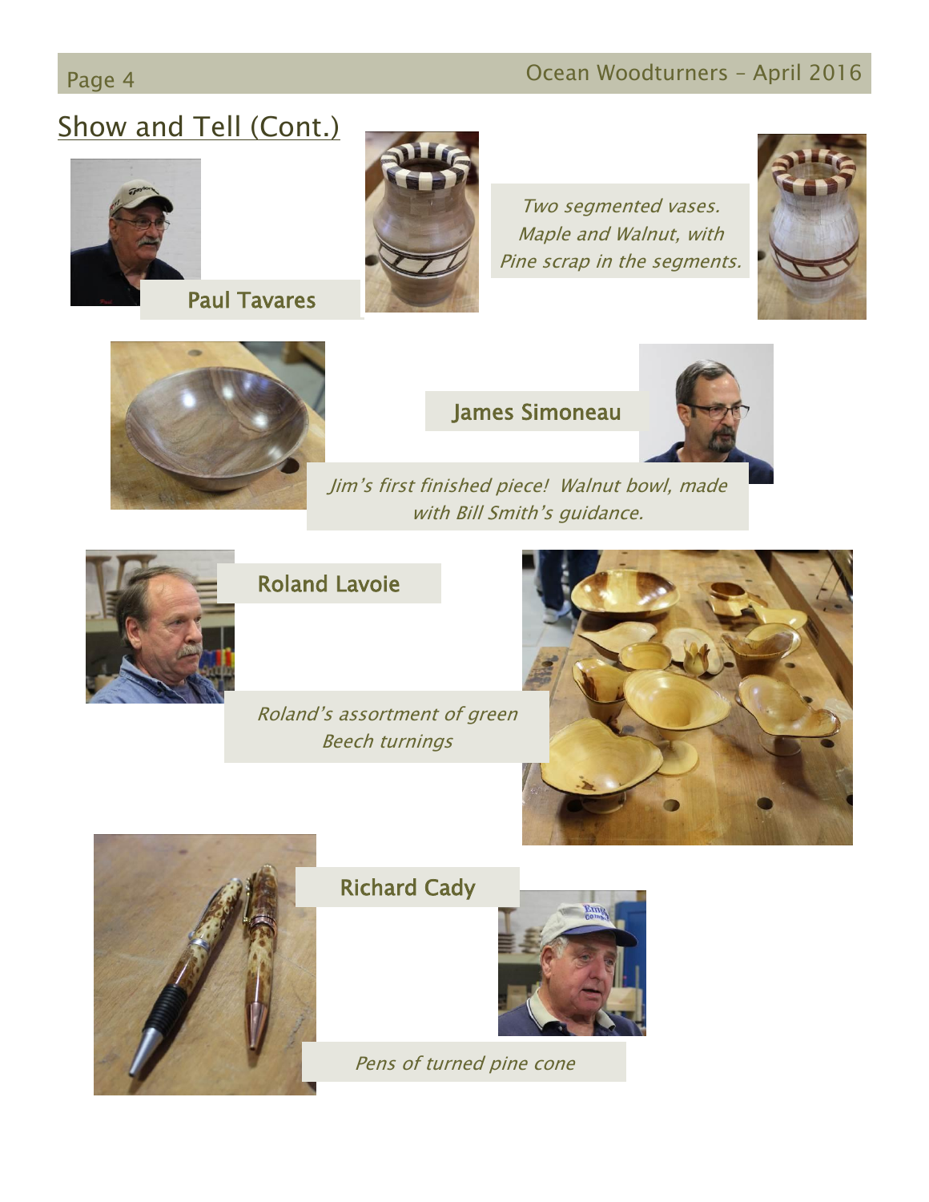## Show and Tell (Cont.)

**Paul Tavares**

*Two segmented vases. Maple and Walnut, with Pine scrap in the segments.*

**James Simoneau**

*Jim's first finished piece! Walnut bowl, made with Bill Smith's guidance.*

**Roland Lavoie**

*Roland's assortment of green Beech turnings*

**Richard Cady**

*Pens of turned pine cone*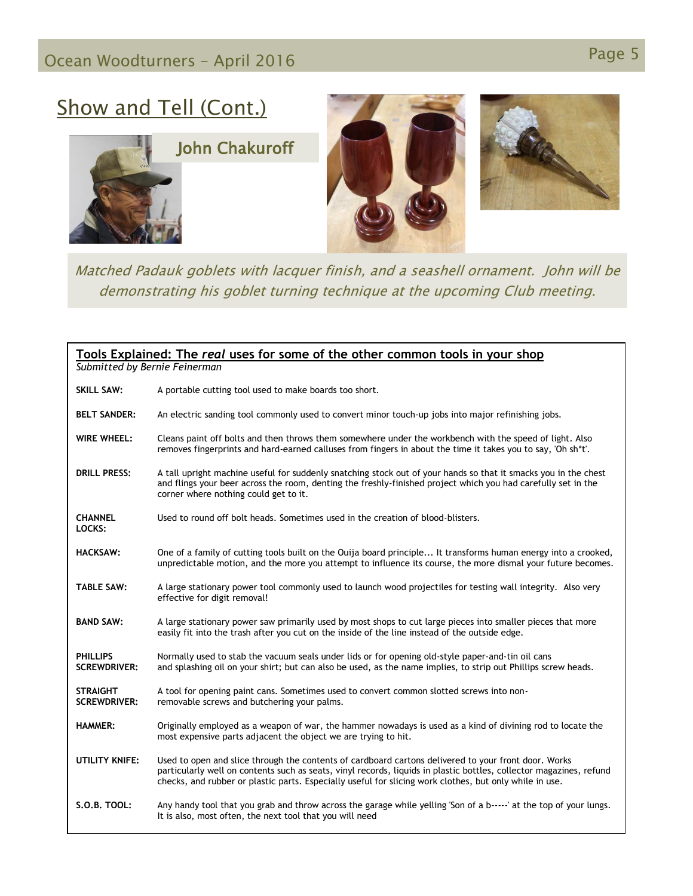## Show and Tell (Cont.)

### John Chakuroff

*Matched Padauk goblets with lacquer finish, and a seashell ornament. John will be demonstrating his goblet turning technique at the upcoming Club meeting.*

### Tools Explained: The *real* uses for some of the other common tools in your shop

*Submitted by Bernie Feinerman*

**SKILL SAW:** A portable cutting tool used to make boards too short.

**BELT SANDER:** An electric sanding tool commonly used to convert minor touch-up jobs into major refinishing jobs.

**WIRE WHEEL:** Cleans paint off bolts and then throws them somewhere under the workbench with the speed of light. Also removes fingerprints and hard-earned calluses from fingers in about the time it takes you to say, 'Oh sh*t'.

**DRILL PRESS:** A tall upright machine useful for suddenly snatching stock out of your hands so that it smacks you in the chest and flings your beer across the room, denting the freshly-finished project which you had carefully set in the corner where nothing could get to it.

**CHANNEL LOCKS:** Used to round off bolt heads. Sometimes used in the creation of blood-blisters.

**HACKSAW:** One of a family of cutting tools built on the Ouija board principle... It transforms human energy into a crooked, unpredictable motion, and the more you attempt to influence its course, the more dismal your future becomes.

**TABLE SAW:** A large stationary power tool commonly used to launch wood projectiles for testing wall integrity. Also very effective for digit removal!

**BAND SAW:** A large stationary power saw primarily used by most shops to cut large pieces into smaller pieces that more easily fit into the trash after you cut on the inside of the line instead of the outside edge.

**PHILLIPS SCREWDRIVER:** Normally used to stab the vacuum seals under lids or for opening old-style paper-and-tin oil cans and splashing oil on your shirt; but can also be used, as the name implies, to strip out Phillips screw heads.

**STRAIGHT SCREWDRIVER:** A tool for opening paint cans. Sometimes used to convert common slotted screws into non-removable screws and butchering your palms.

**HAMMER:** Originally employed as a weapon of war, the hammer nowadays is used as a kind of divining rod to locate the most expensive parts adjacent the object we are trying to hit.

**UTILITY KNIFE:** Used to open and slice through the contents of cardboard cartons delivered to your front door. Works particularly well on contents such as seats, vinyl records, liquids in plastic bottles, collector magazines, refund checks, and rubber or plastic parts. Especially useful for slicing work clothes, but only while in use.

**S.O.B. TOOL:** Any handy tool that you grab and throw across the garage while yelling 'Son of a b-----' at the top of your lungs. It is also, most often, the next tool that you will need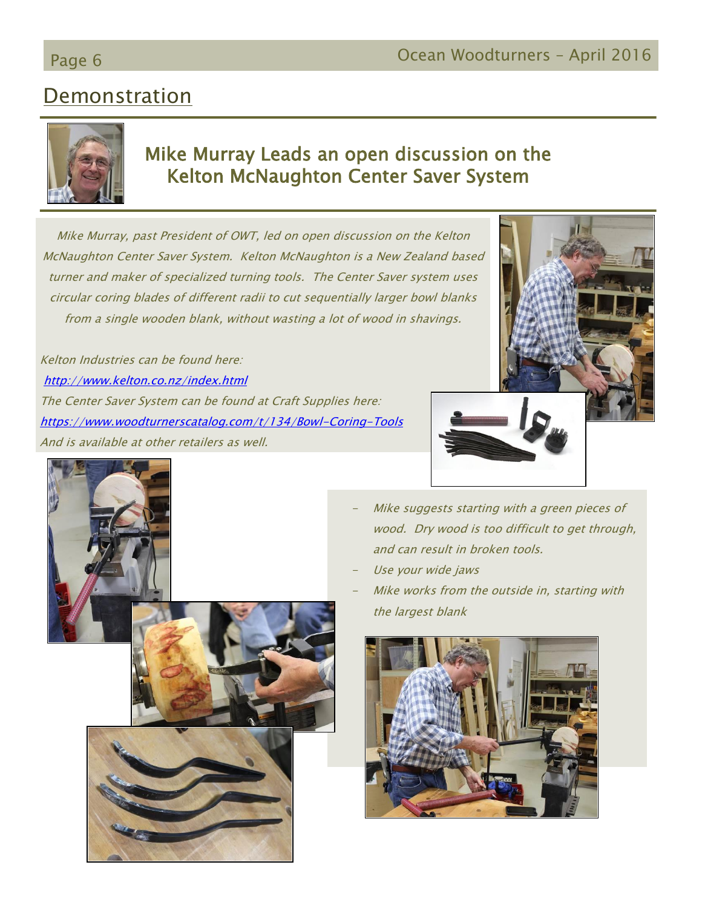## Demonstration

# Mike Murray Leads an open discussion on the Kelton McNaughton Center Saver System

*Mike Murray, past President of OWT, led on open discussion on the Kelton McNaughton Center Saver System. Kelton McNaughton is a New Zealand based turner and maker of specialized turning tools. The Center Saver system uses circular coring blades of different radii to cut sequentially larger bowl blanks from a single wooden blank, without wasting a lot of wood in shavings.*

*Kelton Industries can be found here:*
*[http://www.kelton.co.nz/index.html](http://www.kelton.co.nz/index.html)*
*The Center Saver System can be found at Craft Supplies here:*
*[https://www.woodturnerscatalog.com/t/134/Bowl-Coring-Tools](https://www.woodturnerscatalog.com/t/134/Bowl-Coring-Tools)*
*And is available at other retailers as well.*

- *Mike suggests starting with a green pieces of wood. Dry wood is too difficult to get through, and can result in broken tools.*
- *Use your wide jaws*
- *Mike works from the outside in, starting with the largest blank*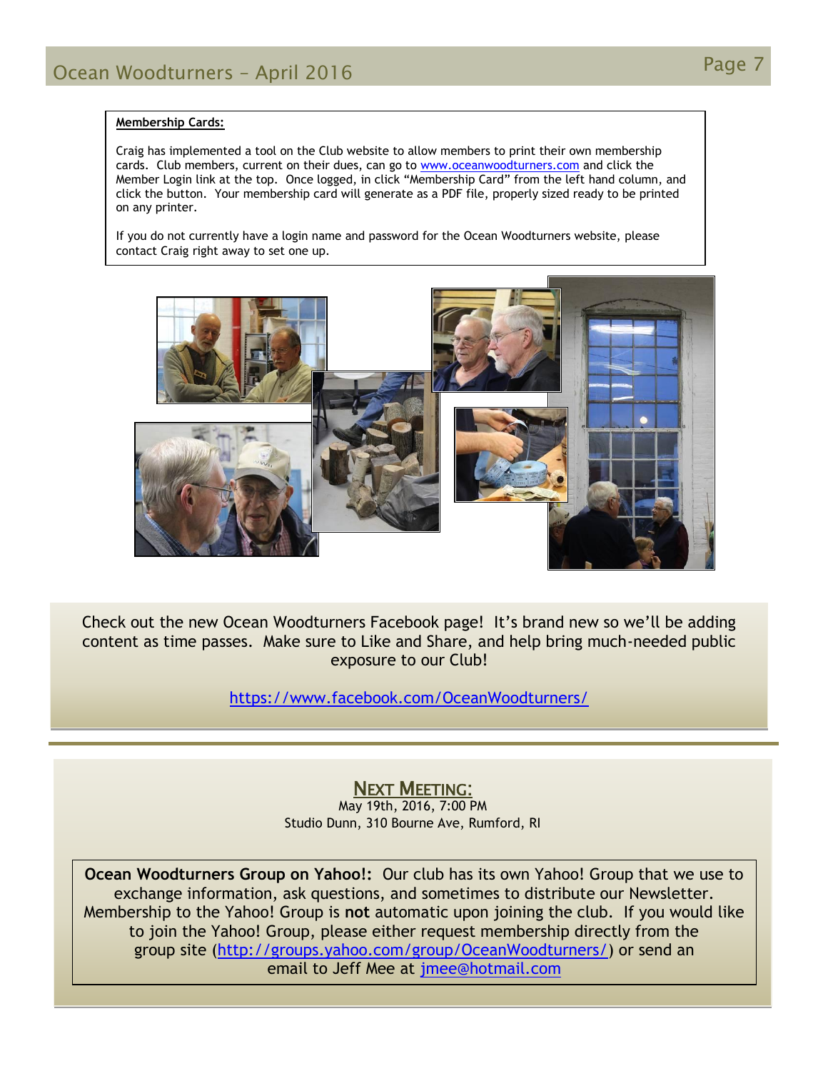**Membership Cards:**

Craig has implemented a tool on the Club website to allow members to print their own membership cards. Club members, current on their dues, can go to www.oceanwoodturners.com and click the Member Login link at the top. Once logged, in click "Membership Card" from the left hand column, and click the button. Your membership card will generate as a PDF file, properly sized ready to be printed on any printer.

If you do not currently have a login name and password for the Ocean Woodturners website, please contact Craig right away to set one up.

Check out the new Ocean Woodturners Facebook page! It's brand new so we'll be adding content as time passes. Make sure to Like and Share, and help bring much-needed public exposure to our Club!

https://www.facebook.com/OceanWoodturners/

## NEXT MEETING:

May 19th, 2016, 7:00 PM
Studio Dunn, 310 Bourne Ave, Rumford, RI

**Ocean Woodturners Group on Yahoo!:** Our club has its own Yahoo! Group that we use to exchange information, ask questions, and sometimes to distribute our Newsletter. Membership to the Yahoo! Group is **not** automatic upon joining the club. If you would like to join the Yahoo! Group, please either request membership directly from the group site (http://groups.yahoo.com/group/OceanWoodturners/) or send an email to Jeff Mee at jmee@hotmail.com